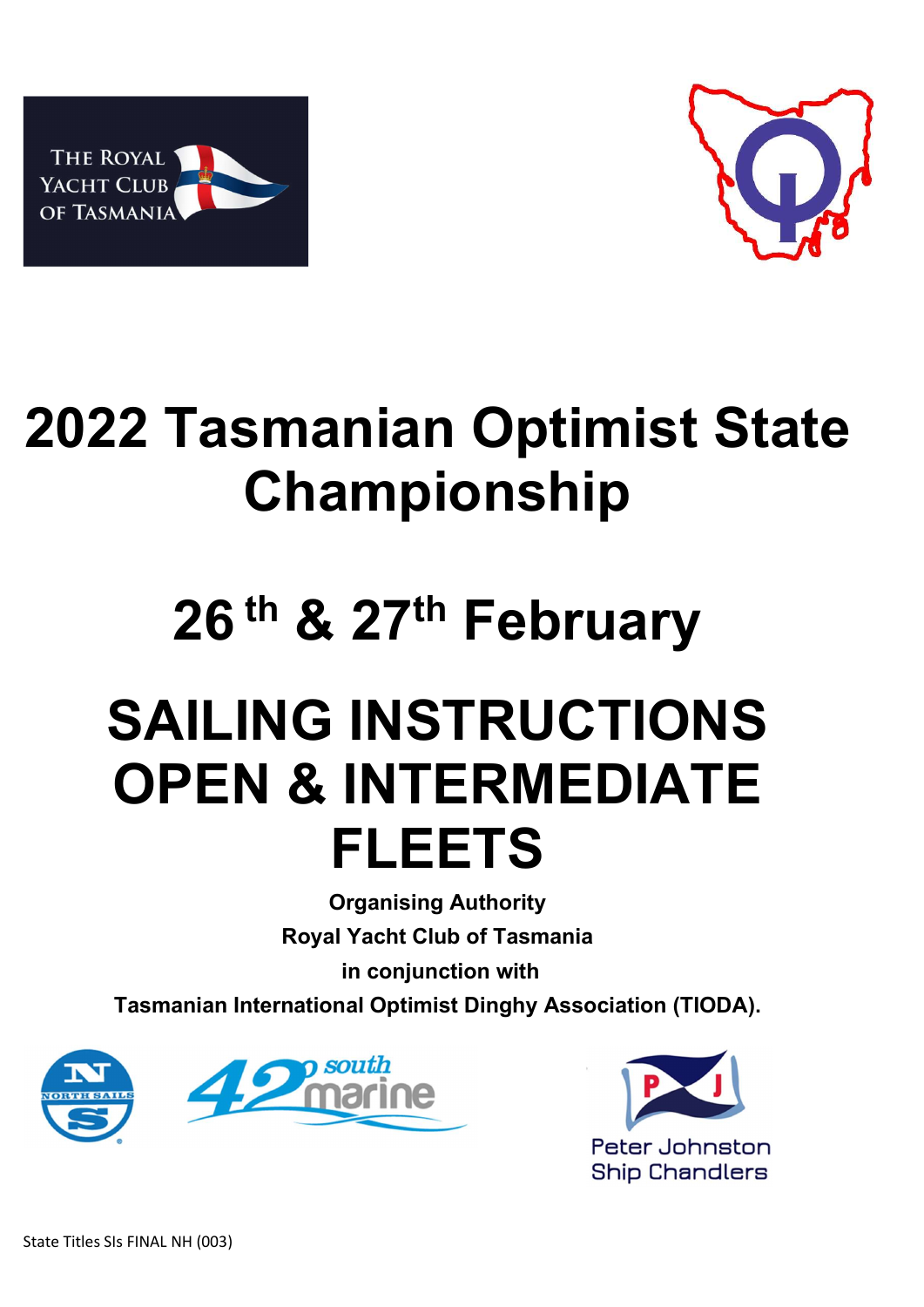# 2022 Tasmanian Optimist State Championship

## 26th & 27th February

# SAILING INSTRUCTIONS OPEN & INTERMEDIATE FLEETS

**Organising Authority**

**Royal Yacht Club of Tasmania**

**in conjunction with**

**Tasmanian International Optimist Dinghy Association (TIODA).**

State Titles SIs FINAL NH (003)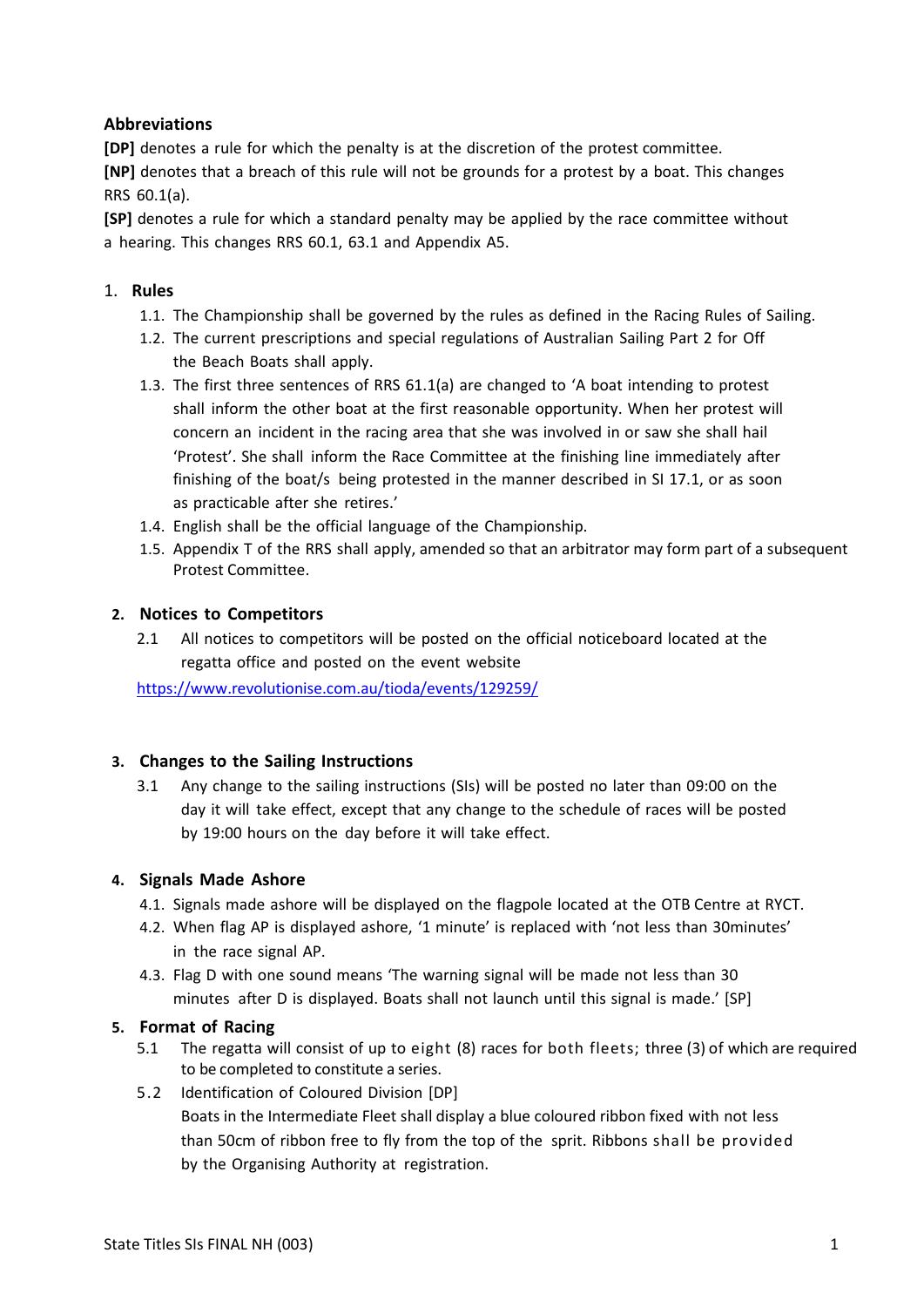## Abbreviations

**[DP]** denotes a rule for which the penalty is at the discretion of the protest committee.

**[NP]** denotes that a breach of this rule will not be grounds for a protest by a boat. This changes RRS 60.1(a).

**[SP]** denotes a rule for which a standard penalty may be applied by the race committee without a hearing. This changes RRS 60.1, 63.1 and Appendix A5.

## 1. Rules

1.1. The Championship shall be governed by the rules as defined in the Racing Rules of Sailing.

1.2. The current prescriptions and special regulations of Australian Sailing Part 2 for Off the Beach Boats shall apply.

1.3. The first three sentences of RRS 61.1(a) are changed to 'A boat intending to protest shall inform the other boat at the first reasonable opportunity. When her protest will concern an incident in the racing area that she was involved in or saw she shall hail 'Protest'. She shall inform the Race Committee at the finishing line immediately after finishing of the boat/s being protested in the manner described in SI 17.1, or as soon as practicable after she retires.'

1.4. English shall be the official language of the Championship.

1.5. Appendix T of the RRS shall apply, amended so that an arbitrator may form part of a subsequent Protest Committee.

## 2. Notices to Competitors

2.1 All notices to competitors will be posted on the official noticeboard located at the regatta office and posted on the event website https://www.revolutionise.com.au/tioda/events/129259/

## 3. Changes to the Sailing Instructions

3.1 Any change to the sailing instructions (SIs) will be posted no later than 09:00 on the day it will take effect, except that any change to the schedule of races will be posted by 19:00 hours on the day before it will take effect.

## 4. Signals Made Ashore

4.1. Signals made ashore will be displayed on the flagpole located at the OTB Centre at RYCT.

4.2. When flag AP is displayed ashore, '1 minute' is replaced with 'not less than 30minutes' in the race signal AP.

4.3. Flag D with one sound means 'The warning signal will be made not less than 30 minutes after D is displayed. Boats shall not launch until this signal is made.' [SP]

## 5. Format of Racing

5.1 The regatta will consist of up to eight (8) races for both fleets; three (3) of which are required to be completed to constitute a series.

5.2 Identification of Coloured Division [DP]

Boats in the Intermediate Fleet shall display a blue coloured ribbon fixed with not less than 50cm of ribbon free to fly from the top of the sprit. Ribbons shall be provided by the Organising Authority at registration.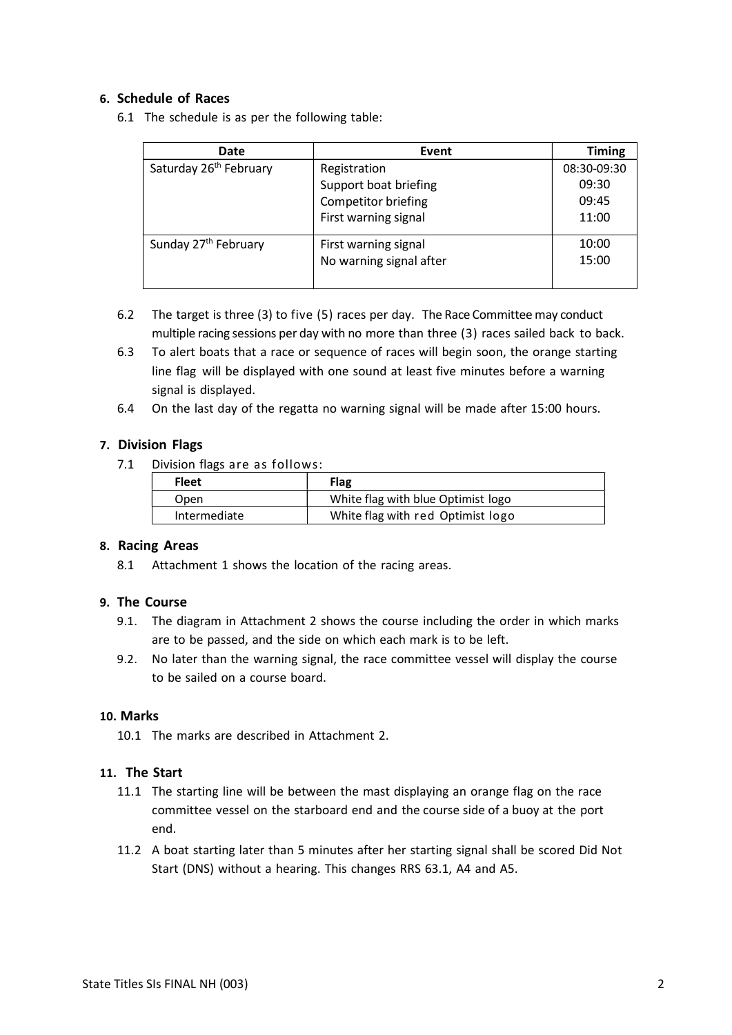## 6. Schedule of Races

6.1 The schedule is as per the following table:

| Date | Event | Timing |
|---|---|---|
| Saturday 26th February | Registration<br>Support boat briefing<br>Competitor briefing<br>First warning signal | 08:30-09:30<br>09:30<br>09:45<br>11:00 |
| Sunday 27th February | First warning signal<br>No warning signal after | 10:00<br>15:00 |

6.2 The target is three (3) to five (5) races per day. The Race Committee may conduct multiple racing sessions per day with no more than three (3) races sailed back to back.

6.3 To alert boats that a race or sequence of races will begin soon, the orange starting line flag will be displayed with one sound at least five minutes before a warning signal is displayed.

6.4 On the last day of the regatta no warning signal will be made after 15:00 hours.

## 7. Division Flags

7.1 Division flags are as follows:

| Fleet | Flag |
|---|---|
| Open | White flag with blue Optimist logo |
| Intermediate | White flag with red Optimist logo |

## 8. Racing Areas

8.1 Attachment 1 shows the location of the racing areas.

## 9. The Course

9.1. The diagram in Attachment 2 shows the course including the order in which marks are to be passed, and the side on which each mark is to be left.

9.2. No later than the warning signal, the race committee vessel will display the course to be sailed on a course board.

## 10. Marks

10.1 The marks are described in Attachment 2.

## 11. The Start

11.1 The starting line will be between the mast displaying an orange flag on the race committee vessel on the starboard end and the course side of a buoy at the port end.

11.2 A boat starting later than 5 minutes after her starting signal shall be scored Did Not Start (DNS) without a hearing. This changes RRS 63.1, A4 and A5.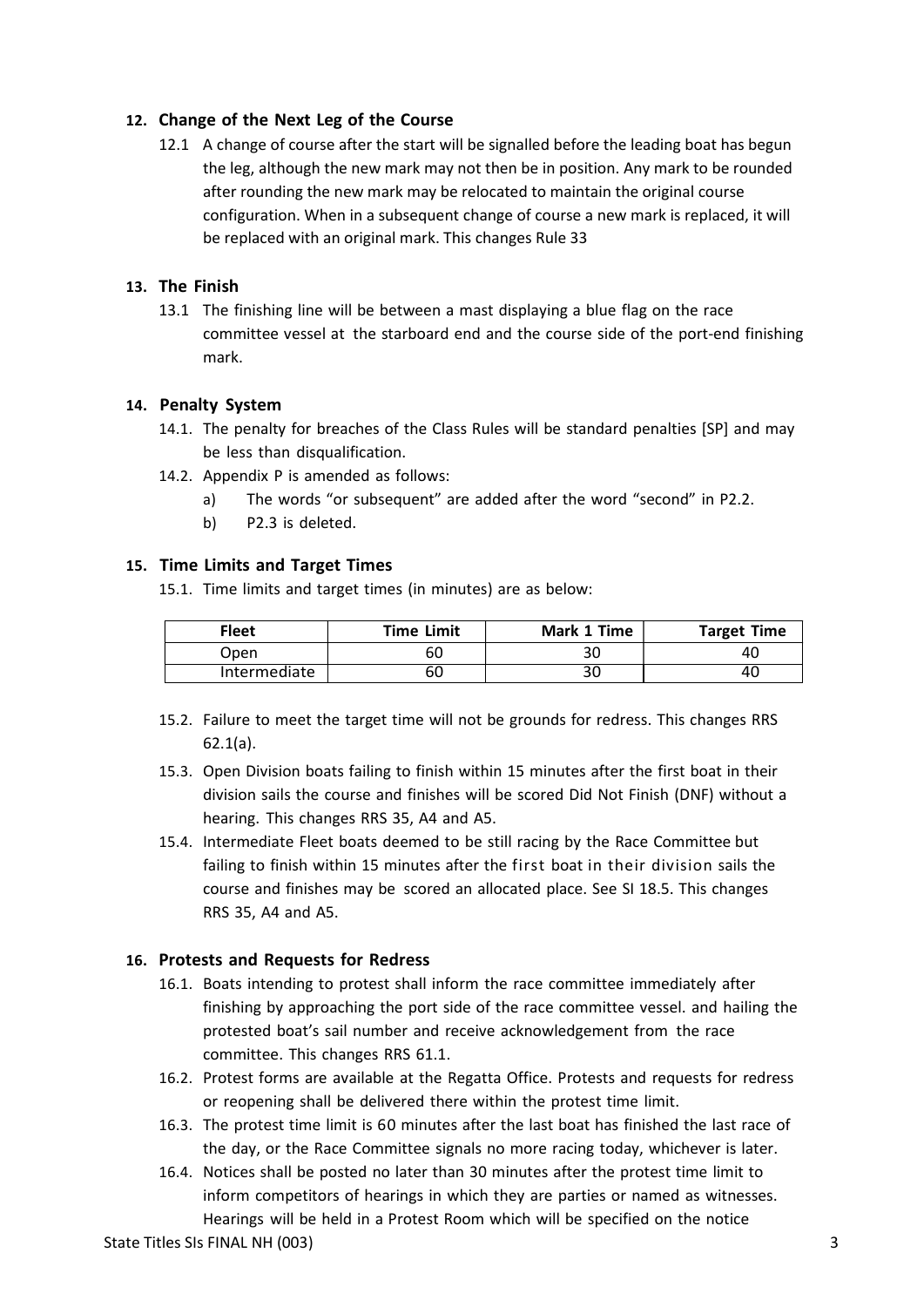## 12. Change of the Next Leg of the Course

12.1 A change of course after the start will be signalled before the leading boat has begun the leg, although the new mark may not then be in position. Any mark to be rounded after rounding the new mark may be relocated to maintain the original course configuration. When in a subsequent change of course a new mark is replaced, it will be replaced with an original mark. This changes Rule 33

## 13. The Finish

13.1 The finishing line will be between a mast displaying a blue flag on the race committee vessel at the starboard end and the course side of the port-end finishing mark.

## 14. Penalty System

14.1. The penalty for breaches of the Class Rules will be standard penalties [SP] and may be less than disqualification.

14.2. Appendix P is amended as follows:

a) The words "or subsequent" are added after the word "second" in P2.2.

b) P2.3 is deleted.

## 15. Time Limits and Target Times

15.1. Time limits and target times (in minutes) are as below:

| Fleet | Time Limit | Mark 1 Time | Target Time |
|---|---|---|---|
| Open | 60 | 30 | 40 |
| Intermediate | 60 | 30 | 40 |

15.2. Failure to meet the target time will not be grounds for redress. This changes RRS 62.1(a).

15.3. Open Division boats failing to finish within 15 minutes after the first boat in their division sails the course and finishes will be scored Did Not Finish (DNF) without a hearing. This changes RRS 35, A4 and A5.

15.4. Intermediate Fleet boats deemed to be still racing by the Race Committee but failing to finish within 15 minutes after the first boat in their division sails the course and finishes may be scored an allocated place. See SI 18.5. This changes RRS 35, A4 and A5.

## 16. Protests and Requests for Redress

16.1. Boats intending to protest shall inform the race committee immediately after finishing by approaching the port side of the race committee vessel. and hailing the protested boat's sail number and receive acknowledgement from the race committee. This changes RRS 61.1.

16.2. Protest forms are available at the Regatta Office. Protests and requests for redress or reopening shall be delivered there within the protest time limit.

16.3. The protest time limit is 60 minutes after the last boat has finished the last race of the day, or the Race Committee signals no more racing today, whichever is later.

16.4. Notices shall be posted no later than 30 minutes after the protest time limit to inform competitors of hearings in which they are parties or named as witnesses. Hearings will be held in a Protest Room which will be specified on the notice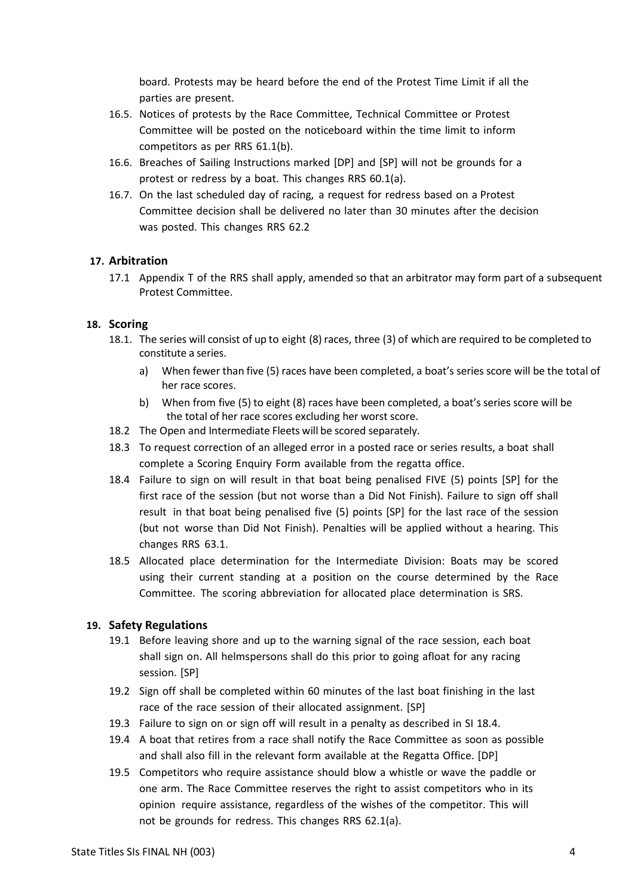board. Protests may be heard before the end of the Protest Time Limit if all the parties are present.

16.5. Notices of protests by the Race Committee, Technical Committee or Protest Committee will be posted on the noticeboard within the time limit to inform competitors as per RRS 61.1(b).

16.6. Breaches of Sailing Instructions marked [DP] and [SP] will not be grounds for a protest or redress by a boat. This changes RRS 60.1(a).

16.7. On the last scheduled day of racing, a request for redress based on a Protest Committee decision shall be delivered no later than 30 minutes after the decision was posted. This changes RRS 62.2

## 17. Arbitration

17.1 Appendix T of the RRS shall apply, amended so that an arbitrator may form part of a subsequent Protest Committee.

## 18. Scoring

18.1. The series will consist of up to eight (8) races, three (3) of which are required to be completed to constitute a series.

a) When fewer than five (5) races have been completed, a boat's series score will be the total of her race scores.

b) When from five (5) to eight (8) races have been completed, a boat's series score will be the total of her race scores excluding her worst score.

18.2 The Open and Intermediate Fleets will be scored separately.

18.3 To request correction of an alleged error in a posted race or series results, a boat shall complete a Scoring Enquiry Form available from the regatta office.

18.4 Failure to sign on will result in that boat being penalised FIVE (5) points [SP] for the first race of the session (but not worse than a Did Not Finish). Failure to sign off shall result in that boat being penalised five (5) points [SP] for the last race of the session (but not worse than Did Not Finish). Penalties will be applied without a hearing. This changes RRS 63.1.

18.5 Allocated place determination for the Intermediate Division: Boats may be scored using their current standing at a position on the course determined by the Race Committee. The scoring abbreviation for allocated place determination is SRS.

## 19. Safety Regulations

19.1 Before leaving shore and up to the warning signal of the race session, each boat shall sign on. All helmspersons shall do this prior to going afloat for any racing session. [SP]

19.2 Sign off shall be completed within 60 minutes of the last boat finishing in the last race of the race session of their allocated assignment. [SP]

19.3 Failure to sign on or sign off will result in a penalty as described in SI 18.4.

19.4 A boat that retires from a race shall notify the Race Committee as soon as possible and shall also fill in the relevant form available at the Regatta Office. [DP]

19.5 Competitors who require assistance should blow a whistle or wave the paddle or one arm. The Race Committee reserves the right to assist competitors who in its opinion require assistance, regardless of the wishes of the competitor. This will not be grounds for redress. This changes RRS 62.1(a).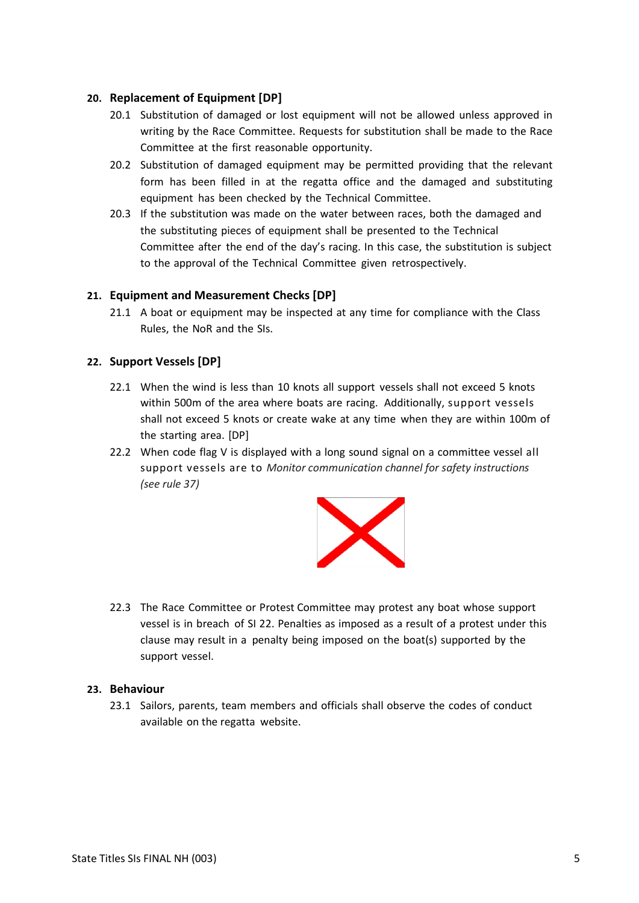## 20. Replacement of Equipment [DP]

20.1 Substitution of damaged or lost equipment will not be allowed unless approved in writing by the Race Committee. Requests for substitution shall be made to the Race Committee at the first reasonable opportunity.

20.2 Substitution of damaged equipment may be permitted providing that the relevant form has been filled in at the regatta office and the damaged and substituting equipment has been checked by the Technical Committee.

20.3 If the substitution was made on the water between races, both the damaged and the substituting pieces of equipment shall be presented to the Technical Committee after the end of the day's racing. In this case, the substitution is subject to the approval of the Technical Committee given retrospectively.

## 21. Equipment and Measurement Checks [DP]

21.1 A boat or equipment may be inspected at any time for compliance with the Class Rules, the NoR and the SIs.

## 22. Support Vessels [DP]

22.1 When the wind is less than 10 knots all support vessels shall not exceed 5 knots within 500m of the area where boats are racing. Additionally, support vessels shall not exceed 5 knots or create wake at any time when they are within 100m of the starting area. [DP]

22.2 When code flag V is displayed with a long sound signal on a committee vessel all support vessels are to *Monitor communication channel for safety instructions (see rule 37)*

22.3 The Race Committee or Protest Committee may protest any boat whose support vessel is in breach of SI 22. Penalties as imposed as a result of a protest under this clause may result in a penalty being imposed on the boat(s) supported by the support vessel.

## 23. Behaviour

23.1 Sailors, parents, team members and officials shall observe the codes of conduct available on the regatta website.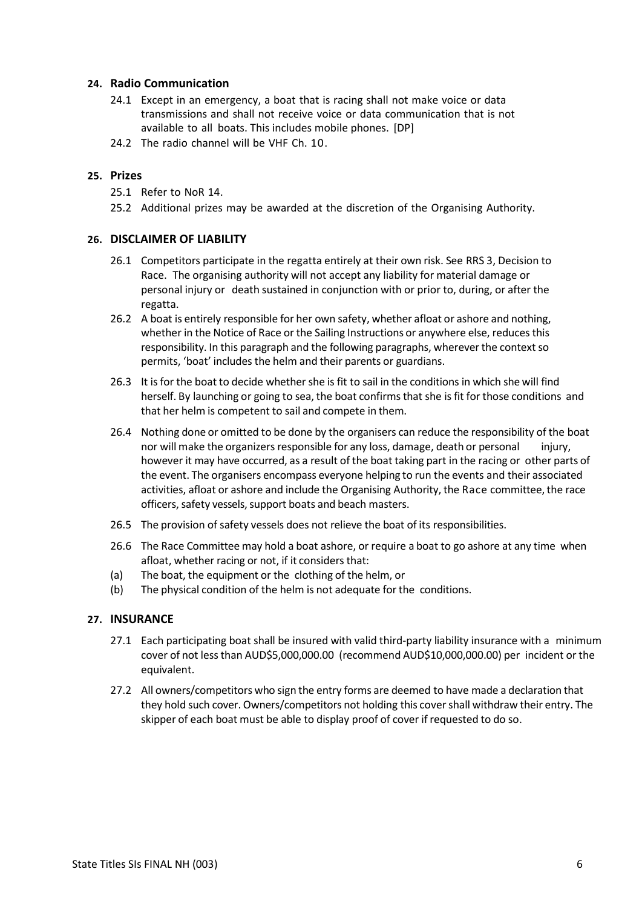## 24. Radio Communication

24.1 Except in an emergency, a boat that is racing shall not make voice or data transmissions and shall not receive voice or data communication that is not available to all boats. This includes mobile phones. [DP]

24.2 The radio channel will be VHF Ch. 10.

## 25. Prizes

25.1 Refer to NoR 14.

25.2 Additional prizes may be awarded at the discretion of the Organising Authority.

## 26. DISCLAIMER OF LIABILITY

26.1 Competitors participate in the regatta entirely at their own risk. See RRS 3, Decision to Race. The organising authority will not accept any liability for material damage or personal injury or death sustained in conjunction with or prior to, during, or after the regatta.

26.2 A boat is entirely responsible for her own safety, whether afloat or ashore and nothing, whether in the Notice of Race or the Sailing Instructions or anywhere else, reduces this responsibility. In this paragraph and the following paragraphs, wherever the context so permits, 'boat' includes the helm and their parents or guardians.

26.3 It is for the boat to decide whether she is fit to sail in the conditions in which she will find herself. By launching or going to sea, the boat confirms that she is fit for those conditions and that her helm is competent to sail and compete in them.

26.4 Nothing done or omitted to be done by the organisers can reduce the responsibility of the boat nor will make the organizers responsible for any loss, damage, death or personal injury, however it may have occurred, as a result of the boat taking part in the racing or other parts of the event. The organisers encompass everyone helping to run the events and their associated activities, afloat or ashore and include the Organising Authority, the Race committee, the race officers, safety vessels, support boats and beach masters.

26.5 The provision of safety vessels does not relieve the boat of its responsibilities.

26.6 The Race Committee may hold a boat ashore, or require a boat to go ashore at any time when afloat, whether racing or not, if it considers that:

(a) The boat, the equipment or the clothing of the helm, or

(b) The physical condition of the helm is not adequate for the conditions.

## 27. INSURANCE

27.1 Each participating boat shall be insured with valid third-party liability insurance with a minimum cover of not less than AUD$5,000,000.00 (recommend AUD$10,000,000.00) per incident or the equivalent.

27.2 All owners/competitors who sign the entry forms are deemed to have made a declaration that they hold such cover. Owners/competitors not holding this cover shall withdraw their entry. The skipper of each boat must be able to display proof of cover if requested to do so.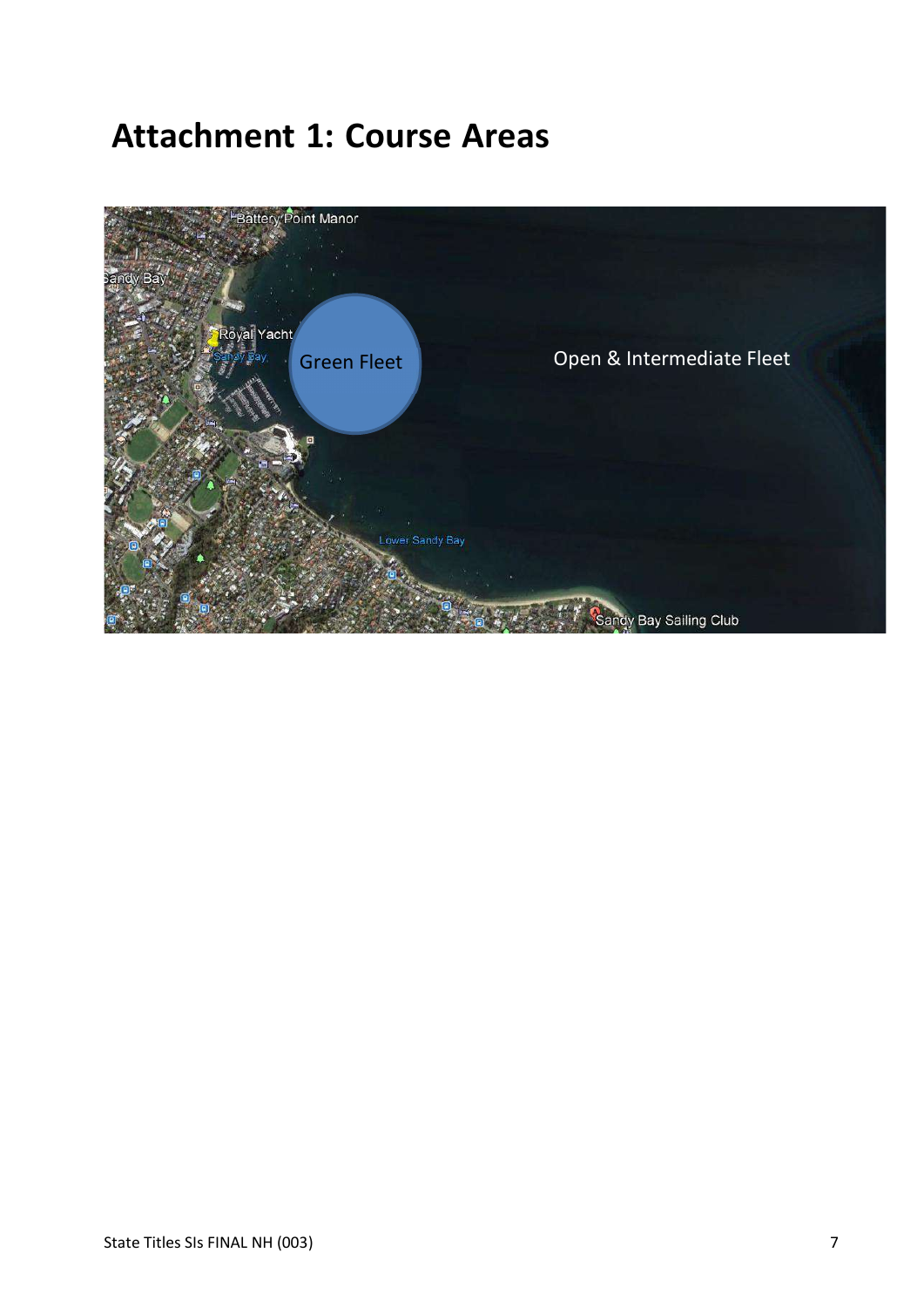# Attachment 1: Course Areas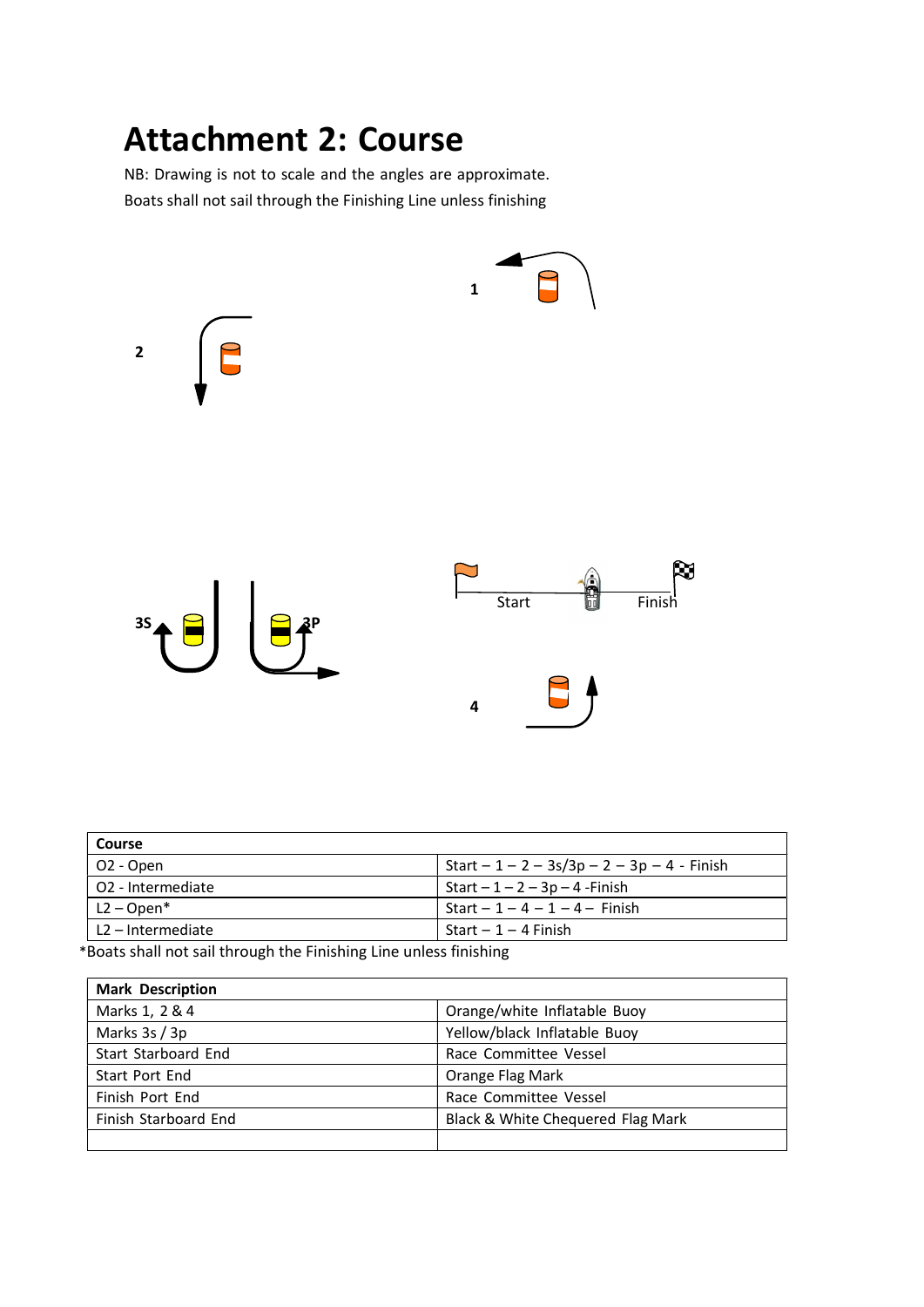# Attachment 2: Course

NB: Drawing is not to scale and the angles are approximate.

Boats shall not sail through the Finishing Line unless finishing

1

2

3S

3P

Start

Finish

4

| Course | |
|---|---|
| O2 - Open | Start – 1 – 2 – 3s/3p – 2 – 3p – 4 - Finish |
| O2 - Intermediate | Start – 1 – 2 – 3p – 4 -Finish |
| L2 – Open* | Start – 1 – 4 – 1 – 4 – Finish |
| L2 – Intermediate | Start – 1 – 4 Finish |

*Boats shall not sail through the Finishing Line unless finishing

| Mark Description | |
|---|---|
| Marks 1, 2 & 4 | Orange/white Inflatable Buoy |
| Marks 3s / 3p | Yellow/black Inflatable Buoy |
| Start Starboard End | Race Committee Vessel |
| Start Port End | Orange Flag Mark |
| Finish Port End | Race Committee Vessel |
| Finish Starboard End | Black & White Chequered Flag Mark |
| | |